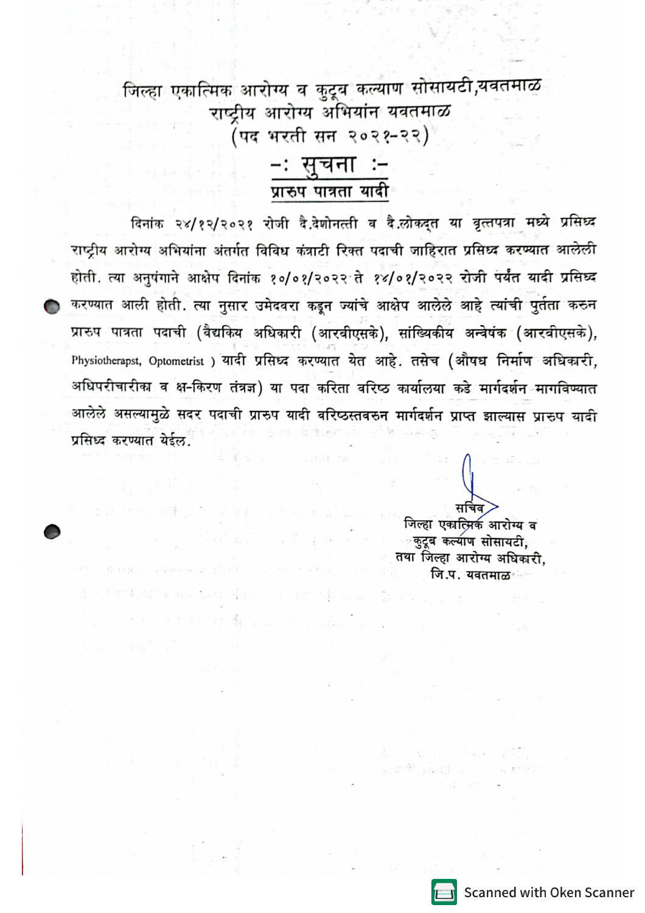# जिल्हा एकात्मिक आरोग्य व कुटूब कल्याण सोसायटी,यवतमाळ

## राष्ट्रीय आरोग्य अभियांन यवतमाळ

### (पद भरती सन २०२१-२२)

## -: सुचना :-

### प्रारुप पात्रता यादी

दिनांक २४/१२/२०२१ रोजी दै.देशोन्नती व दै.लोकदृत या वृत्तपत्रा मध्ये प्रसिध्द राष्ट्रीय आरोग्य अभियांना अंतर्गत विविध कंत्राटी रिक्त पदाची जाहिरात प्रसिध्द करण्यात आलेली होती. त्या अनुषंगाने आक्षेप दिनांक १०/०१/२०२२ ते १४/०१/२०२२ रोजी पर्यंत यादी प्रसिध्द करण्यात आली होती. त्या नुसार उमेदवरा कडून ज्यांचे आक्षेप आलेले आहे त्यांची पुर्तता करुन प्रारुप पात्रता पदाची (वैद्यकिय अधिकारी (आरबीएसके), सांख्यिकीय अन्वेषक (आरबीएसके), Physiotherapst, Optometrist ) यादी प्रसिध्द करण्यात येत आहे. तसेच (औषध निर्माण अधिकारी, अधिपरीचारीका व क्ष-किरण तंत्रज्ञ) या पदा करिता वरिष्ठ कार्यालया कडे मार्गदर्शन मागविण्यात आलेले असल्यामुळे सदर पदाची प्रारुप यादी वरिष्ठस्तवरुन मार्गदर्शन प्राप्त झाल्यास प्रारुप यादी प्रसिध्द करण्यात येईल.

सचिव
जिल्हा एकात्मिक आरोग्य व
कुटूब कल्याण सोसायटी,
तथा जिल्हा आरोग्य अधिकारी,
जि.प. यवतमाळ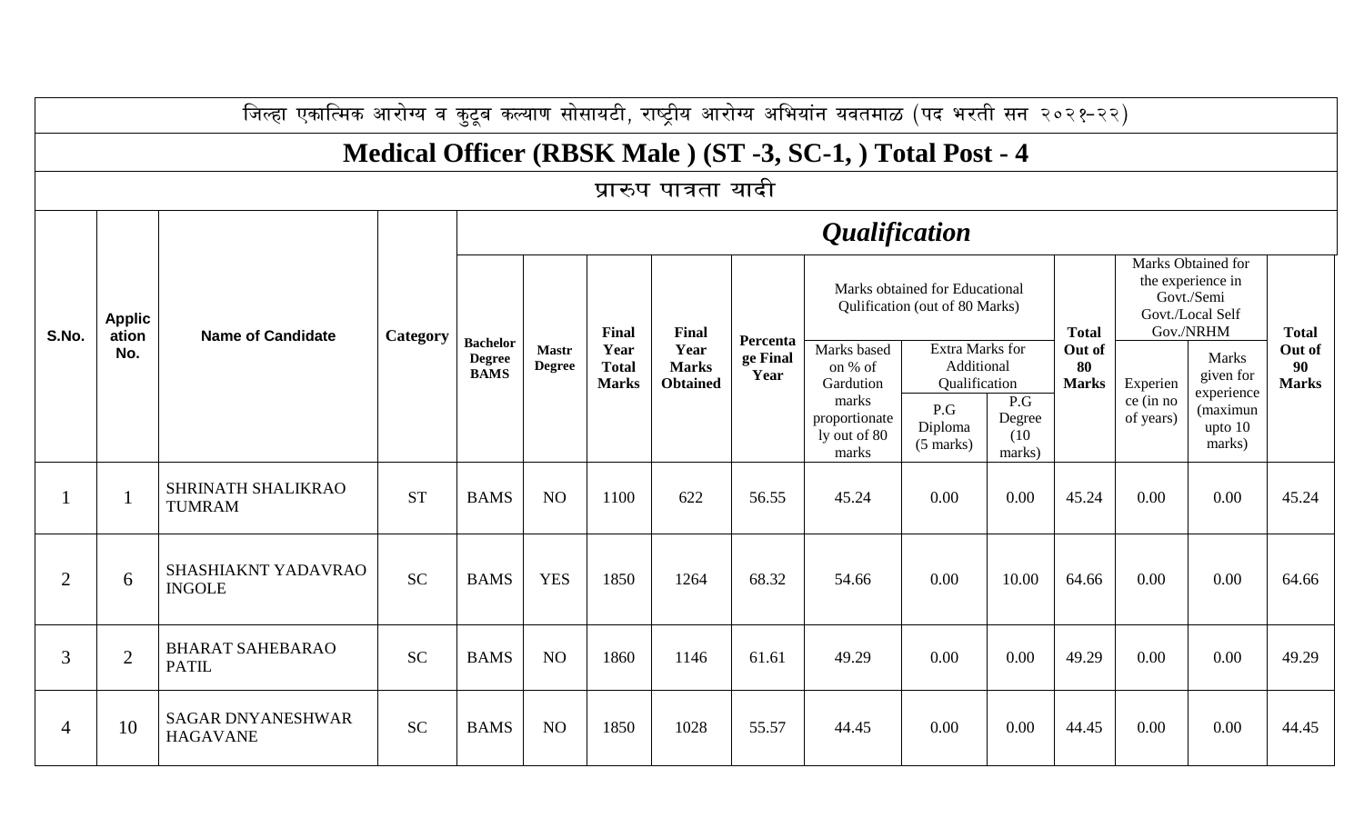जिल्हा एकात्मिक आरोग्य व कुटूब कल्याण सोसायटी, राष्ट्रीय आरोग्य अभियांन यवतमाळ (पद भरती सन २०२१-२२)

# Medical Officer (RBSK Male ) (ST -3, SC-1, ) Total Post - 4

## प्रारुप पात्रता यादी

| S.No. | Application No. | Name of Candidate | Category | *Qualification* | | | | | | | | | | | |
|---|---|---|---|---|---|---|---|---|---|---|---|---|---|---|---|
| | | | | Bachelor Degree BAMS | Mastr Degree | Final Year Total Marks | Final Year Marks Obtained | Percentage Final Year | Marks obtained for Educational Qulification (out of 80 Marks) | | | Total Out of 80 Marks | Marks Obtained for the experience in Govt./Semi Govt./Local Self Gov./NRHM | | Total Out of 90 Marks |
| | | | | | | | | | Marks based on % of Gardution marks proportionately out of 80 marks | Extra Marks for Additional Qualification P.G Diploma (5 marks) | Extra Marks for Additional Qualification P.G Degree (10 marks) | | Experience (in no of years) | Marks given for experience (maximun upto 10 marks) | |
| 1 | 1 | SHRINATH SHALIKRAO TUMRAM | ST | BAMS | NO | 1100 | 622 | 56.55 | 45.24 | 0.00 | 0.00 | 45.24 | 0.00 | 0.00 | 45.24 |
| 2 | 6 | SHASHIAKNT YADAVRAO INGOLE | SC | BAMS | YES | 1850 | 1264 | 68.32 | 54.66 | 0.00 | 10.00 | 64.66 | 0.00 | 0.00 | 64.66 |
| 3 | 2 | BHARAT SAHEBARAO PATIL | SC | BAMS | NO | 1860 | 1146 | 61.61 | 49.29 | 0.00 | 0.00 | 49.29 | 0.00 | 0.00 | 49.29 |
| 4 | 10 | SAGAR DNYANESHWAR HAGAVANE | SC | BAMS | NO | 1850 | 1028 | 55.57 | 44.45 | 0.00 | 0.00 | 44.45 | 0.00 | 0.00 | 44.45 |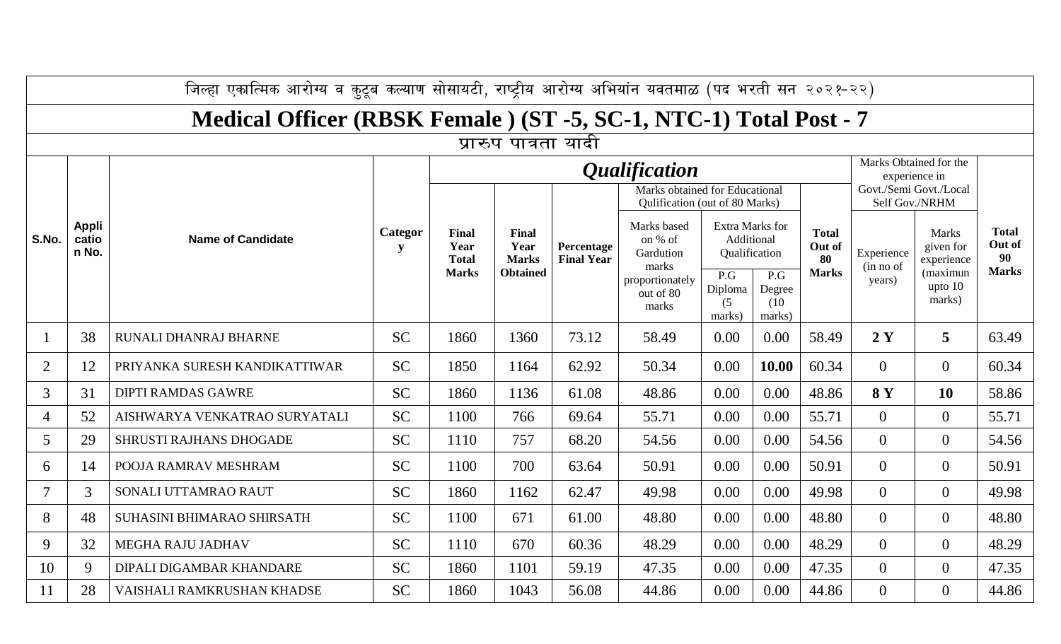जिल्हा एकात्मिक आरोग्य व कुटूब कल्याण सोसायटी, राष्ट्रीय आरोग्य अभियांन यवतमाळ (पद भरती सन २०२१-२२)

# Medical Officer (RBSK Female ) (ST -5, SC-1, NTC-1) Total Post - 7

## प्रारुप पात्रता यादी

| S.No. | Application No. | Name of Candidate | Category | *Qualification* | | | | | | Total Out of 80 Marks | Marks Obtained for the experience in Govt./Semi Govt./Local Self Gov./NRHM | | Total Out of 90 Marks |
|---|---|---|---|---|---|---|---|---|---|---|---|---|---|
| | | | | Final Year Total Marks | Final Year Marks Obtained | Percentage Final Year | Marks obtained for Educational Qulification (out of 80 Marks) | | | | Experience (in no of years) | Marks given for experience (maximun upto 10 marks) | |
| | | | | | | | Marks based on % of Gardution marks proportionately out of 80 marks | Extra Marks for Additional Qualification | | | | | |
| | | | | | | | | P.G Diploma (5 marks) | P.G Degree (10 marks) | | | | |
| 1 | 38 | RUNALI DHANRAJ BHARNE | SC | 1860 | 1360 | 73.12 | 58.49 | 0.00 | 0.00 | 58.49 | **2 Y** | **5** | 63.49 |
| 2 | 12 | PRIYANKA SURESH KANDIKATTIWAR | SC | 1850 | 1164 | 62.92 | 50.34 | 0.00 | **10.00** | 60.34 | 0 | 0 | 60.34 |
| 3 | 31 | DIPTI RAMDAS GAWRE | SC | 1860 | 1136 | 61.08 | 48.86 | 0.00 | 0.00 | 48.86 | **8 Y** | **10** | 58.86 |
| 4 | 52 | AISHWARYA VENKATRAO SURYATALI | SC | 1100 | 766 | 69.64 | 55.71 | 0.00 | 0.00 | 55.71 | 0 | 0 | 55.71 |
| 5 | 29 | SHRUSTI RAJHANS DHOGADE | SC | 1110 | 757 | 68.20 | 54.56 | 0.00 | 0.00 | 54.56 | 0 | 0 | 54.56 |
| 6 | 14 | POOJA RAMRAV MESHRAM | SC | 1100 | 700 | 63.64 | 50.91 | 0.00 | 0.00 | 50.91 | 0 | 0 | 50.91 |
| 7 | 3 | SONALI UTTAMRAO RAUT | SC | 1860 | 1162 | 62.47 | 49.98 | 0.00 | 0.00 | 49.98 | 0 | 0 | 49.98 |
| 8 | 48 | SUHASINI BHIMARAO SHIRSATH | SC | 1100 | 671 | 61.00 | 48.80 | 0.00 | 0.00 | 48.80 | 0 | 0 | 48.80 |
| 9 | 32 | MEGHA RAJU JADHAV | SC | 1110 | 670 | 60.36 | 48.29 | 0.00 | 0.00 | 48.29 | 0 | 0 | 48.29 |
| 10 | 9 | DIPALI DIGAMBAR KHANDARE | SC | 1860 | 1101 | 59.19 | 47.35 | 0.00 | 0.00 | 47.35 | 0 | 0 | 47.35 |
| 11 | 28 | VAISHALI RAMKRUSHAN KHADSE | SC | 1860 | 1043 | 56.08 | 44.86 | 0.00 | 0.00 | 44.86 | 0 | 0 | 44.86 |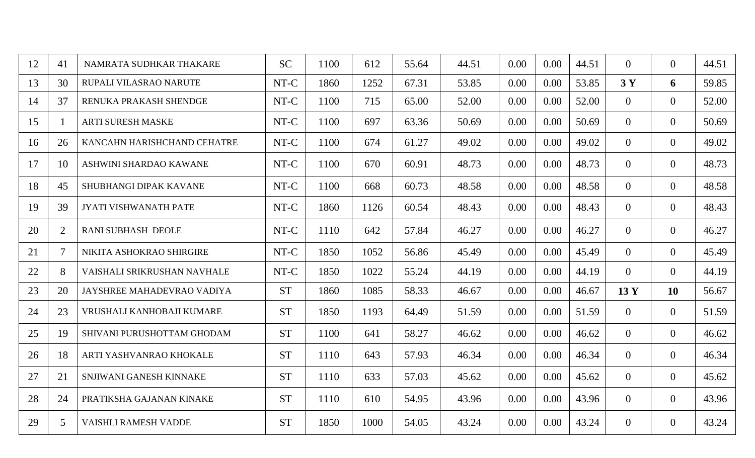| 12 | 41 | NAMRATA SUDHKAR THAKARE | SC | 1100 | 612 | 55.64 | 44.51 | 0.00 | 0.00 | 44.51 | 0 | 0 | 44.51 |
|---|---|---|---|---|---|---|---|---|---|---|---|---|---|
| 13 | 30 | RUPALI VILASRAO NARUTE | NT-C | 1860 | 1252 | 67.31 | 53.85 | 0.00 | 0.00 | 53.85 | **3 Y** | **6** | 59.85 |
| 14 | 37 | RENUKA PRAKASH SHENDGE | NT-C | 1100 | 715 | 65.00 | 52.00 | 0.00 | 0.00 | 52.00 | 0 | 0 | 52.00 |
| 15 | 1 | ARTI SURESH MASKE | NT-C | 1100 | 697 | 63.36 | 50.69 | 0.00 | 0.00 | 50.69 | 0 | 0 | 50.69 |
| 16 | 26 | KANCAHN HARISHCHAND CEHATRE | NT-C | 1100 | 674 | 61.27 | 49.02 | 0.00 | 0.00 | 49.02 | 0 | 0 | 49.02 |
| 17 | 10 | ASHWINI SHARDAO KAWANE | NT-C | 1100 | 670 | 60.91 | 48.73 | 0.00 | 0.00 | 48.73 | 0 | 0 | 48.73 |
| 18 | 45 | SHUBHANGI DIPAK KAVANE | NT-C | 1100 | 668 | 60.73 | 48.58 | 0.00 | 0.00 | 48.58 | 0 | 0 | 48.58 |
| 19 | 39 | JYATI VISHWANATH PATE | NT-C | 1860 | 1126 | 60.54 | 48.43 | 0.00 | 0.00 | 48.43 | 0 | 0 | 48.43 |
| 20 | 2 | RANI SUBHASH DEOLE | NT-C | 1110 | 642 | 57.84 | 46.27 | 0.00 | 0.00 | 46.27 | 0 | 0 | 46.27 |
| 21 | 7 | NIKITA ASHOKRAO SHIRGIRE | NT-C | 1850 | 1052 | 56.86 | 45.49 | 0.00 | 0.00 | 45.49 | 0 | 0 | 45.49 |
| 22 | 8 | VAISHALI SRIKRUSHAN NAVHALE | NT-C | 1850 | 1022 | 55.24 | 44.19 | 0.00 | 0.00 | 44.19 | 0 | 0 | 44.19 |
| 23 | 20 | JAYSHREE MAHADEVRAO VADIYA | ST | 1860 | 1085 | 58.33 | 46.67 | 0.00 | 0.00 | 46.67 | **13 Y** | **10** | 56.67 |
| 24 | 23 | VRUSHALI KANHOBAJI KUMARE | ST | 1850 | 1193 | 64.49 | 51.59 | 0.00 | 0.00 | 51.59 | 0 | 0 | 51.59 |
| 25 | 19 | SHIVANI PURUSHOTTAM GHODAM | ST | 1100 | 641 | 58.27 | 46.62 | 0.00 | 0.00 | 46.62 | 0 | 0 | 46.62 |
| 26 | 18 | ARTI YASHVANRAO KHOKALE | ST | 1110 | 643 | 57.93 | 46.34 | 0.00 | 0.00 | 46.34 | 0 | 0 | 46.34 |
| 27 | 21 | SNJIWANI GANESH KINNAKE | ST | 1110 | 633 | 57.03 | 45.62 | 0.00 | 0.00 | 45.62 | 0 | 0 | 45.62 |
| 28 | 24 | PRATIKSHA GAJANAN KINAKE | ST | 1110 | 610 | 54.95 | 43.96 | 0.00 | 0.00 | 43.96 | 0 | 0 | 43.96 |
| 29 | 5 | VAISHLI RAMESH VADDE | ST | 1850 | 1000 | 54.05 | 43.24 | 0.00 | 0.00 | 43.24 | 0 | 0 | 43.24 |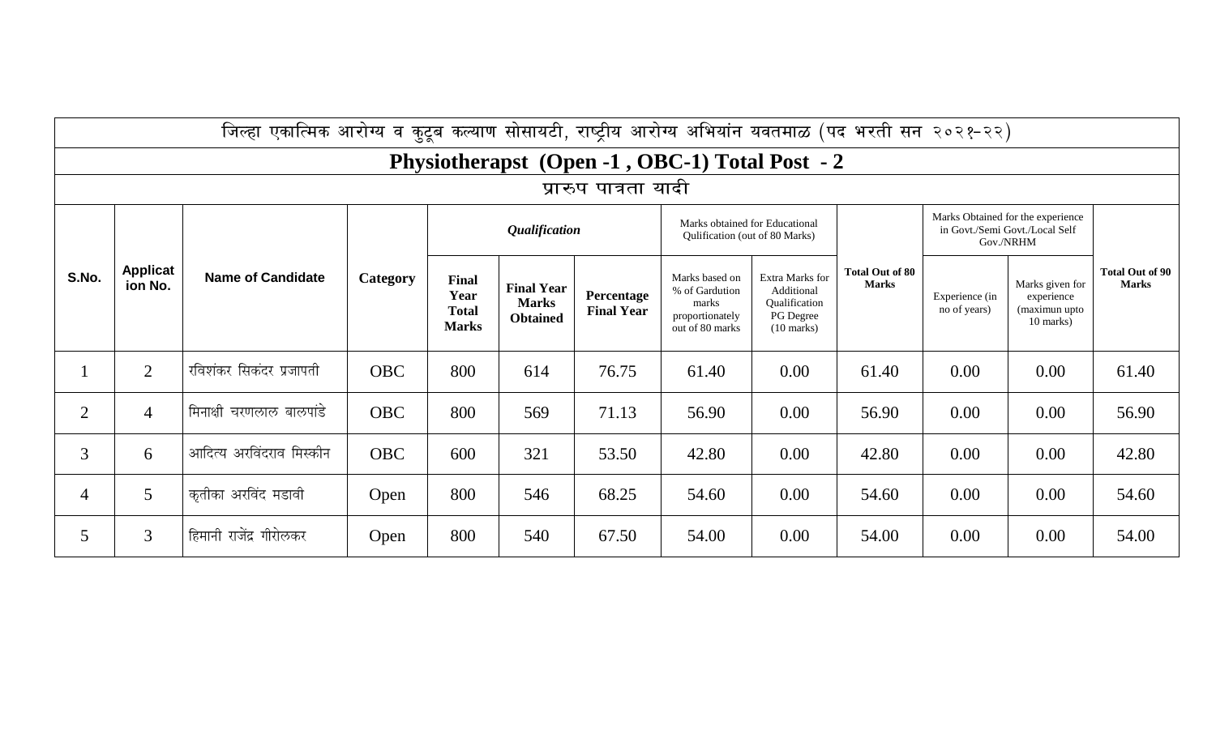| जिल्हा एकात्मिक आरोग्य व कुटूब कल्याण सोसायटी, राष्ट्रीय आरोग्य अभियांन यवतमाळ (पद भरती सन २०२१-२२) | | | | | | | | | | | | |
|---|---|---|---|---|---|---|---|---|---|---|---|---|
| **Physiotherapst (Open -1 , OBC-1) Total Post - 2** | | | | | | | | | | | | |
| प्रारुप पात्रता यादी | | | | | | | | | | | | |
| **S.No.** | **Application No.** | **Name of Candidate** | **Category** | ***Qualification*** | | | Marks obtained for Educational Qulification (out of 80 Marks) | | **Total Out of 80 Marks** | Marks Obtained for the experience in Govt./Semi Govt./Local Self Gov./NRHM | | **Total Out of 90 Marks** |
| | | | | **Final Year Total Marks** | **Final Year Marks Obtained** | **Percentage Final Year** | Marks based on % of Gardution marks proportionately out of 80 marks | Extra Marks for Additional Qualification PG Degree (10 marks) | | Experience (in no of years) | Marks given for experience (maximun upto 10 marks) | |
| 1 | 2 | रविशंकर सिकंदर प्रजापती | OBC | 800 | 614 | 76.75 | 61.40 | 0.00 | 61.40 | 0.00 | 0.00 | 61.40 |
| 2 | 4 | मिनाक्षी चरणलाल बालपांडे | OBC | 800 | 569 | 71.13 | 56.90 | 0.00 | 56.90 | 0.00 | 0.00 | 56.90 |
| 3 | 6 | आदित्य अरविंदराव मिस्कीन | OBC | 600 | 321 | 53.50 | 42.80 | 0.00 | 42.80 | 0.00 | 0.00 | 42.80 |
| 4 | 5 | कृतीका अरविंद मडावी | Open | 800 | 546 | 68.25 | 54.60 | 0.00 | 54.60 | 0.00 | 0.00 | 54.60 |
| 5 | 3 | हिमानी राजेंद्र गीरोलकर | Open | 800 | 540 | 67.50 | 54.00 | 0.00 | 54.00 | 0.00 | 0.00 | 54.00 |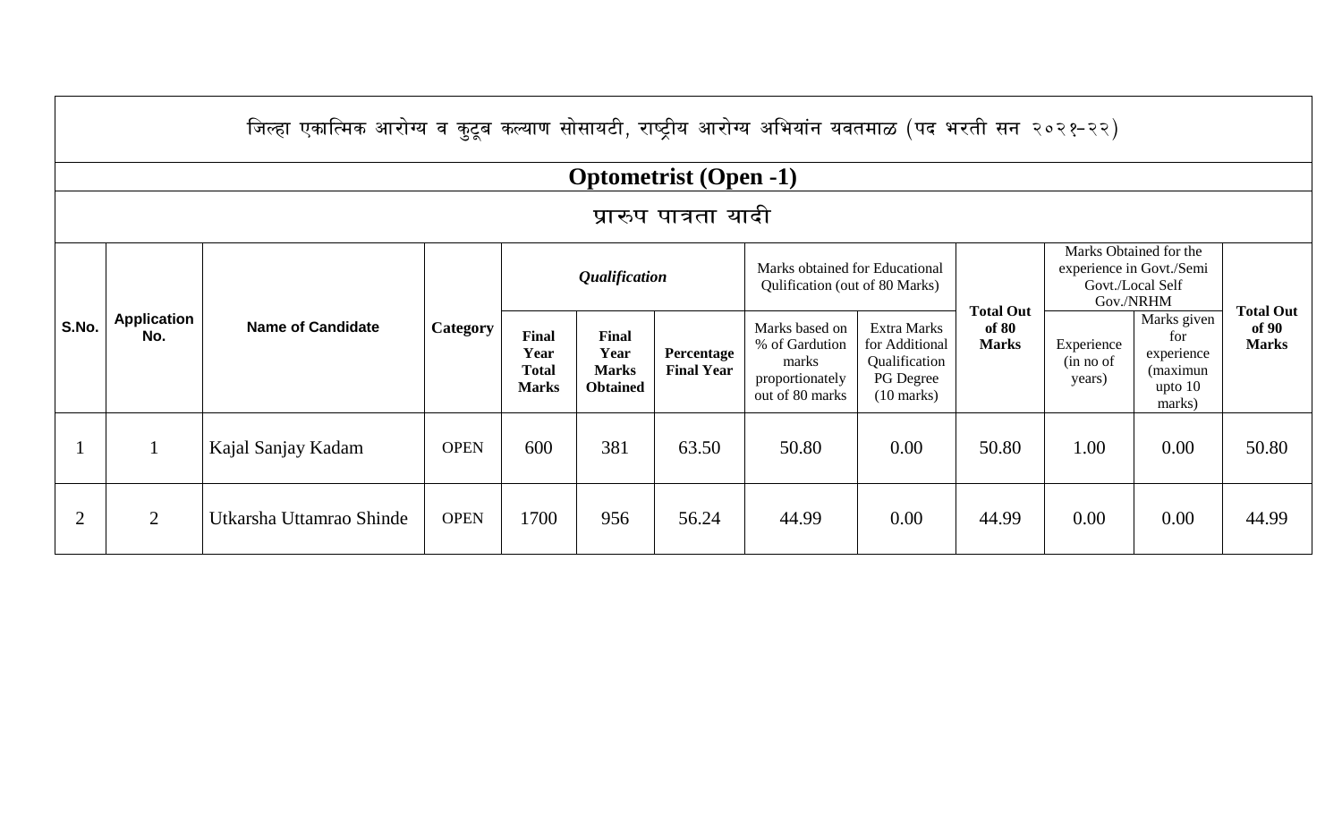# जिल्हा एकात्मिक आरोग्य व कुटूब कल्याण सोसायटी, राष्ट्रीय आरोग्य अभियांन यवतमाळ (पद भरती सन २०२१-२२)

## Optometrist (Open -1)

### प्रारुप पात्रता यादी

| S.No. | Application No. | Name of Candidate | Category | *Qualification* | | | Marks obtained for Educational Qulification (out of 80 Marks) | | Total Out of 80 Marks | Marks Obtained for the experience in Govt./Semi Govt./Local Self Gov./NRHM | | Total Out of 90 Marks |
|---|---|---|---|---|---|---|---|---|---|---|---|---|
| | | | | **Final Year Total Marks** | **Final Year Marks Obtained** | **Percentage Final Year** | Marks based on % of Gardution marks proportionately out of 80 marks | Extra Marks for Additional Qualification PG Degree (10 marks) | | Experience (in no of years) | Marks given for experience (maximun upto 10 marks) | |
| 1 | 1 | Kajal Sanjay Kadam | OPEN | 600 | 381 | 63.50 | 50.80 | 0.00 | 50.80 | 1.00 | 0.00 | 50.80 |
| 2 | 2 | Utkarsha Uttamrao Shinde | OPEN | 1700 | 956 | 56.24 | 44.99 | 0.00 | 44.99 | 0.00 | 0.00 | 44.99 |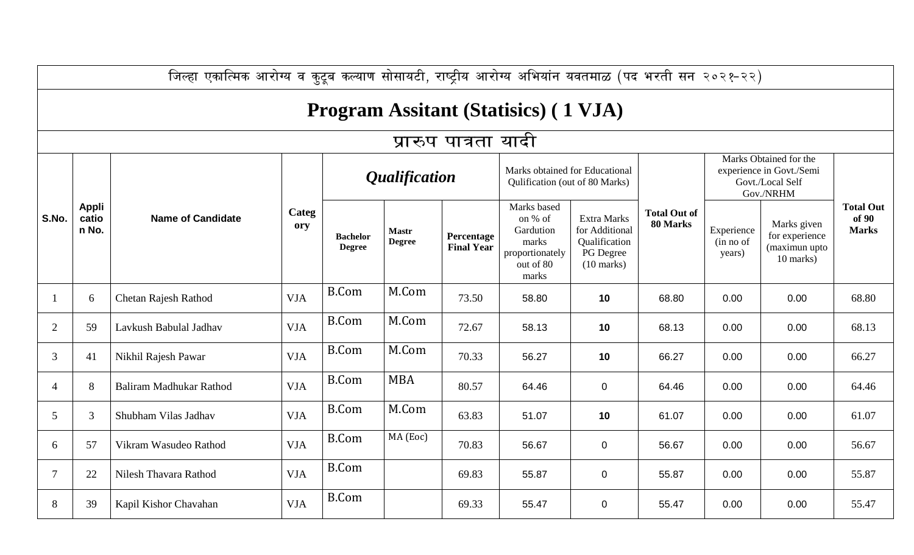जिल्हा एकात्मिक आरोग्य व कुटूब कल्याण सोसायटी, राष्ट्रीय आरोग्य अभियांन यवतमाळ (पद भरती सन २०२१-२२)

# Program Assitant (Statisics) ( 1 VJA)

## प्रारुप पात्रता यादी

| S.No. | Application No. | Name of Candidate | Category | *Qualification* | | | Marks obtained for Educational Qulification (out of 80 Marks) | | Total Out of 80 Marks | Marks Obtained for the experience in Govt./Semi Govt./Local Self Gov./NRHM | | Total Out of 90 Marks |
|---|---|---|---|---|---|---|---|---|---|---|---|---|
| | | | | Bachelor Degree | Mastr Degree | Percentage Final Year | Marks based on % of Gardution marks proportionately out of 80 marks | Extra Marks for Additional Qualification PG Degree (10 marks) | | Experience (in no of years) | Marks given for experience (maximun upto 10 marks) | |
| 1 | 6 | Chetan Rajesh Rathod | VJA | B.Com | M.Com | 73.50 | 58.80 | **10** | 68.80 | 0.00 | 0.00 | 68.80 |
| 2 | 59 | Lavkush Babulal Jadhav | VJA | B.Com | M.Com | 72.67 | 58.13 | **10** | 68.13 | 0.00 | 0.00 | 68.13 |
| 3 | 41 | Nikhil Rajesh Pawar | VJA | B.Com | M.Com | 70.33 | 56.27 | **10** | 66.27 | 0.00 | 0.00 | 66.27 |
| 4 | 8 | Baliram Madhukar Rathod | VJA | B.Com | MBA | 80.57 | 64.46 | 0 | 64.46 | 0.00 | 0.00 | 64.46 |
| 5 | 3 | Shubham Vilas Jadhav | VJA | B.Com | M.Com | 63.83 | 51.07 | **10** | 61.07 | 0.00 | 0.00 | 61.07 |
| 6 | 57 | Vikram Wasudeo Rathod | VJA | B.Com | MA (Eoc) | 70.83 | 56.67 | 0 | 56.67 | 0.00 | 0.00 | 56.67 |
| 7 | 22 | Nilesh Thavara Rathod | VJA | B.Com | | 69.83 | 55.87 | 0 | 55.87 | 0.00 | 0.00 | 55.87 |
| 8 | 39 | Kapil Kishor Chavahan | VJA | B.Com | | 69.33 | 55.47 | 0 | 55.47 | 0.00 | 0.00 | 55.47 |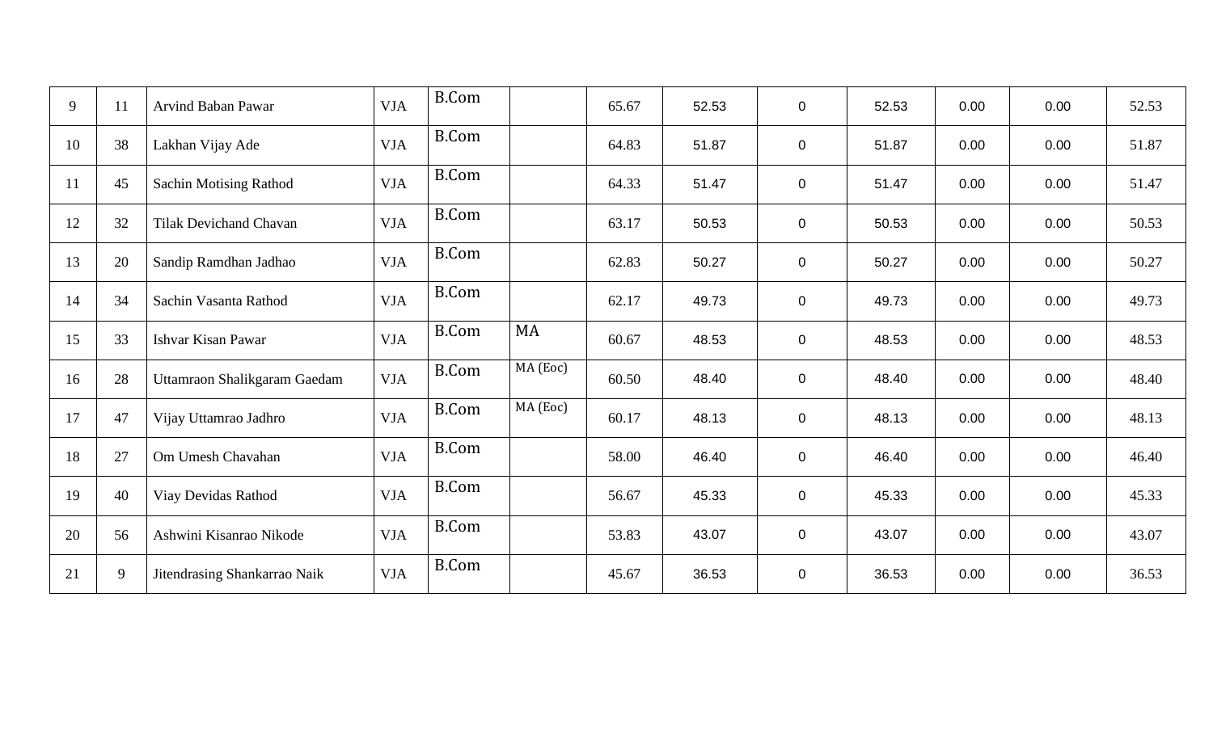| | | | | | | | | | | | | |
|---|---|---|---|---|---|---|---|---|---|---|---|---|
| 9 | 11 | Arvind Baban Pawar | VJA | B.Com | | 65.67 | 52.53 | 0 | 52.53 | 0.00 | 0.00 | 52.53 |
| 10 | 38 | Lakhan Vijay Ade | VJA | B.Com | | 64.83 | 51.87 | 0 | 51.87 | 0.00 | 0.00 | 51.87 |
| 11 | 45 | Sachin Motising Rathod | VJA | B.Com | | 64.33 | 51.47 | 0 | 51.47 | 0.00 | 0.00 | 51.47 |
| 12 | 32 | Tilak Devichand Chavan | VJA | B.Com | | 63.17 | 50.53 | 0 | 50.53 | 0.00 | 0.00 | 50.53 |
| 13 | 20 | Sandip Ramdhan Jadhao | VJA | B.Com | | 62.83 | 50.27 | 0 | 50.27 | 0.00 | 0.00 | 50.27 |
| 14 | 34 | Sachin Vasanta Rathod | VJA | B.Com | | 62.17 | 49.73 | 0 | 49.73 | 0.00 | 0.00 | 49.73 |
| 15 | 33 | Ishvar Kisan Pawar | VJA | B.Com | MA | 60.67 | 48.53 | 0 | 48.53 | 0.00 | 0.00 | 48.53 |
| 16 | 28 | Uttamraon Shalikgaram Gaedam | VJA | B.Com | MA (Eoc) | 60.50 | 48.40 | 0 | 48.40 | 0.00 | 0.00 | 48.40 |
| 17 | 47 | Vijay Uttamrao Jadhro | VJA | B.Com | MA (Eoc) | 60.17 | 48.13 | 0 | 48.13 | 0.00 | 0.00 | 48.13 |
| 18 | 27 | Om Umesh Chavahan | VJA | B.Com | | 58.00 | 46.40 | 0 | 46.40 | 0.00 | 0.00 | 46.40 |
| 19 | 40 | Viay Devidas Rathod | VJA | B.Com | | 56.67 | 45.33 | 0 | 45.33 | 0.00 | 0.00 | 45.33 |
| 20 | 56 | Ashwini Kisanrao Nikode | VJA | B.Com | | 53.83 | 43.07 | 0 | 43.07 | 0.00 | 0.00 | 43.07 |
| 21 | 9 | Jitendrasing Shankarrao Naik | VJA | B.Com | | 45.67 | 36.53 | 0 | 36.53 | 0.00 | 0.00 | 36.53 |